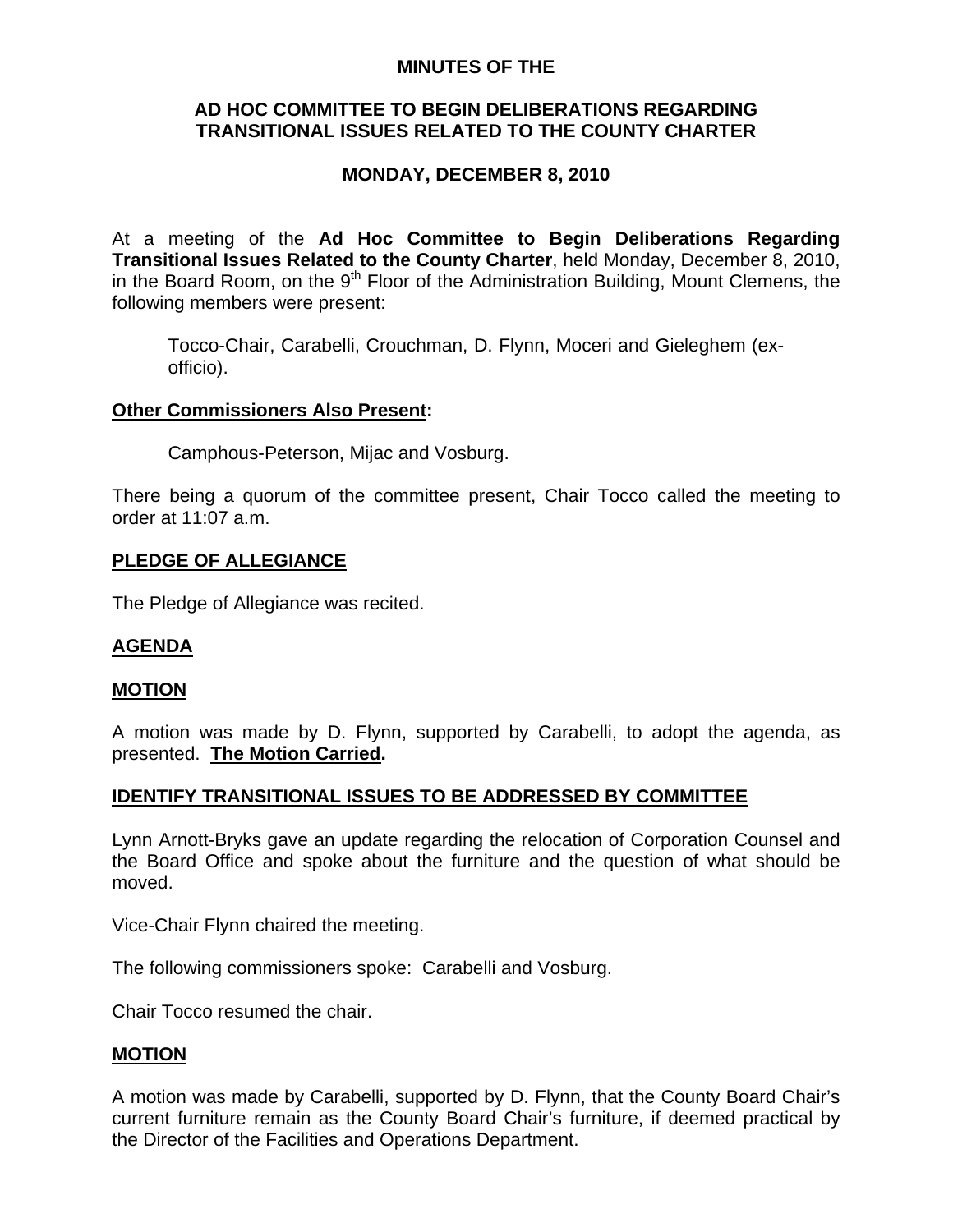**MINUTES OF THE**

**AD HOC COMMITTEE TO BEGIN DELIBERATIONS REGARDING TRANSITIONAL ISSUES RELATED TO THE COUNTY CHARTER**

**MONDAY, DECEMBER 8, 2010**

At a meeting of the **Ad Hoc Committee to Begin Deliberations Regarding Transitional Issues Related to the County Charter**, held Monday, December 8, 2010, in the Board Room, on the 9th Floor of the Administration Building, Mount Clemens, the following members were present:

> Tocco-Chair, Carabelli, Crouchman, D. Flynn, Moceri and Gieleghem (ex-officio).

**Other Commissioners Also Present:**

> Camphous-Peterson, Mijac and Vosburg.

There being a quorum of the committee present, Chair Tocco called the meeting to order at 11:07 a.m.

**PLEDGE OF ALLEGIANCE**

The Pledge of Allegiance was recited.

**AGENDA**

**MOTION**

A motion was made by D. Flynn, supported by Carabelli, to adopt the agenda, as presented. **The Motion Carried.**

**IDENTIFY TRANSITIONAL ISSUES TO BE ADDRESSED BY COMMITTEE**

Lynn Arnott-Bryks gave an update regarding the relocation of Corporation Counsel and the Board Office and spoke about the furniture and the question of what should be moved.

Vice-Chair Flynn chaired the meeting.

The following commissioners spoke: Carabelli and Vosburg.

Chair Tocco resumed the chair.

**MOTION**

A motion was made by Carabelli, supported by D. Flynn, that the County Board Chair's current furniture remain as the County Board Chair's furniture, if deemed practical by the Director of the Facilities and Operations Department.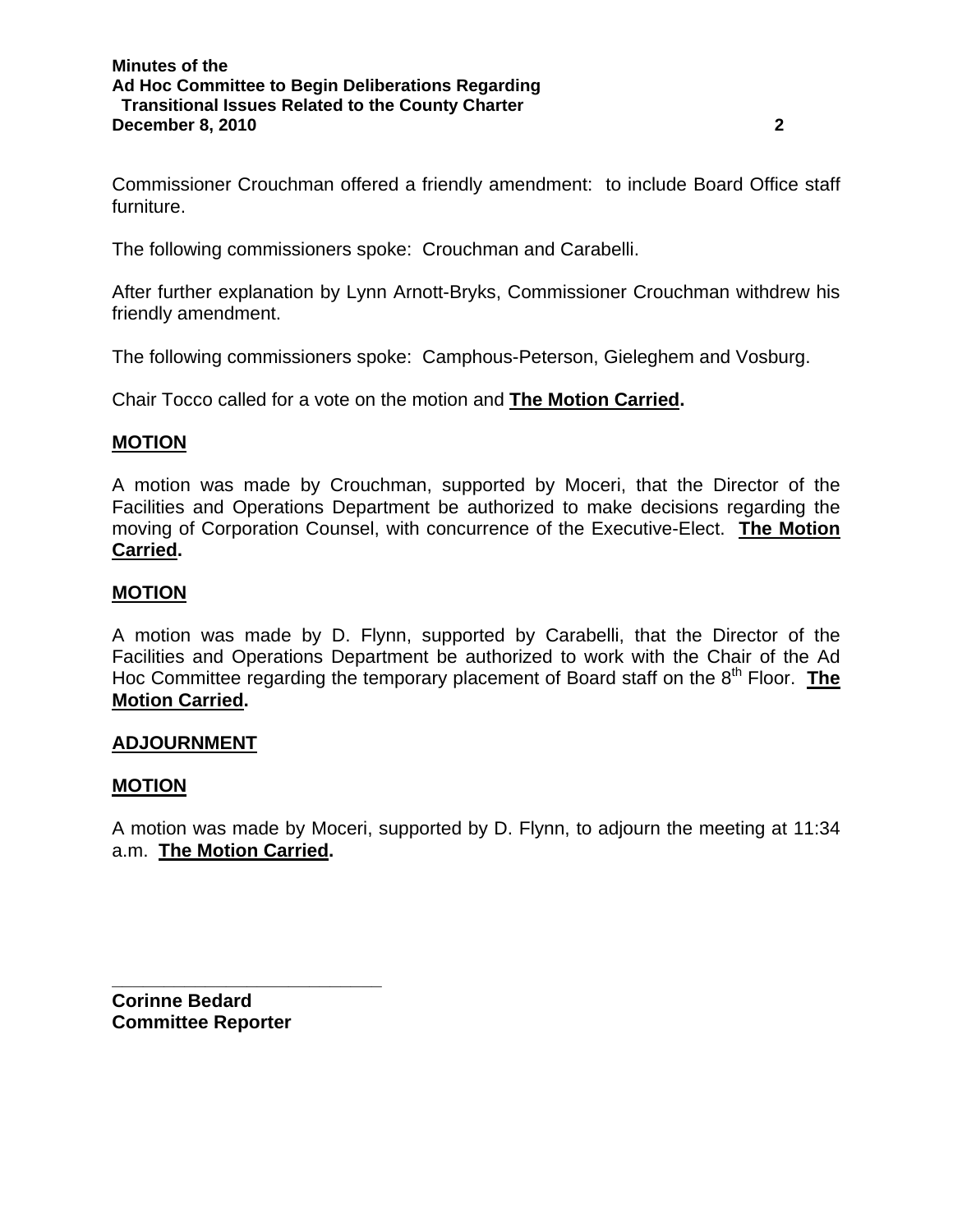Commissioner Crouchman offered a friendly amendment: to include Board Office staff furniture.

The following commissioners spoke: Crouchman and Carabelli.

After further explanation by Lynn Arnott-Bryks, Commissioner Crouchman withdrew his friendly amendment.

The following commissioners spoke: Camphous-Peterson, Gieleghem and Vosburg.

Chair Tocco called for a vote on the motion and **The Motion Carried.**

**MOTION**

A motion was made by Crouchman, supported by Moceri, that the Director of the Facilities and Operations Department be authorized to make decisions regarding the moving of Corporation Counsel, with concurrence of the Executive-Elect. **The Motion Carried.**

**MOTION**

A motion was made by D. Flynn, supported by Carabelli, that the Director of the Facilities and Operations Department be authorized to work with the Chair of the Ad Hoc Committee regarding the temporary placement of Board staff on the 8th Floor. **The Motion Carried.**

**ADJOURNMENT**

**MOTION**

A motion was made by Moceri, supported by D. Flynn, to adjourn the meeting at 11:34 a.m. **The Motion Carried.**

\_\_\_\_\_\_\_\_\_\_\_\_\_\_\_\_\_\_\_\_\_\_\_\_\_\_\_

**Corinne Bedard**
**Committee Reporter**